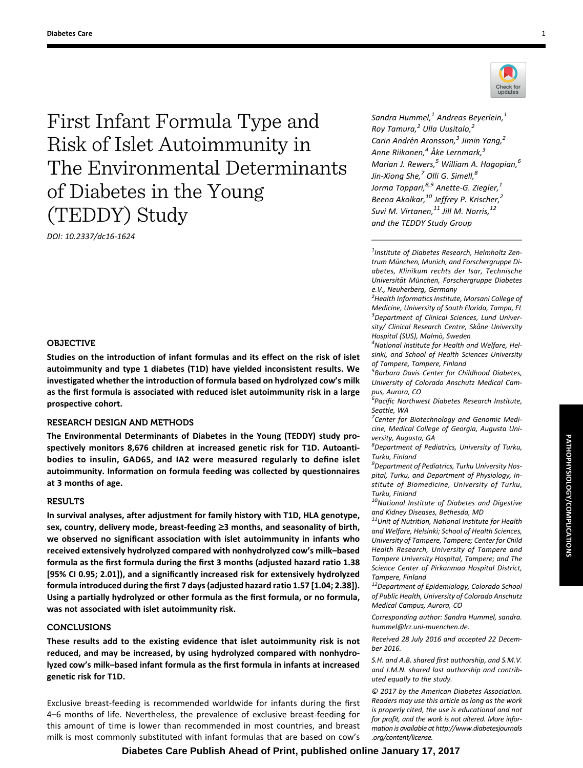# First Infant Formula Type and Risk of Islet Autoimmunity in The Environmental Determinants of Diabetes in the Young (TEDDY) Study

DOI: 10.2337/dc16-1624

*Sandra Hummel,[1] Andreas Beyerlein,[1] Roy Tamura,[2] Ulla Uusitalo,[2] Carin Andrén Aronsson,[3] Jimin Yang,[2] Anne Riikonen,[4] Åke Lernmark,[3] Marian J. Rewers,[5] William A. Hagopian,[6] Jin-Xiong She,[7] Olli G. Simell,[8] Jorma Toppari,[8,9] Anette-G. Ziegler,[1] Beena Akolkar,[10] Jeffrey P. Krischer,[2] Suvi M. Virtanen,[11] Jill M. Norris,[12] and the TEDDY Study Group*

[1]Institute of Diabetes Research, Helmholtz Zentrum München, Munich, and Forschergruppe Diabetes, Klinikum rechts der Isar, Technische Universität München, Forschergruppe Diabetes e.V., Neuherberg, Germany
[2]Health Informatics Institute, Morsani College of Medicine, University of South Florida, Tampa, FL
[3]Department of Clinical Sciences, Lund University/ Clinical Research Centre, Skåne University Hospital (SUS), Malmö, Sweden
[4]National Institute for Health and Welfare, Helsinki, and School of Health Sciences University of Tampere, Tampere, Finland
[5]Barbara Davis Center for Childhood Diabetes, University of Colorado Anschutz Medical Campus, Aurora, CO
[6]Pacific Northwest Diabetes Research Institute, Seattle, WA
[7]Center for Biotechnology and Genomic Medicine, Medical College of Georgia, Augusta University, Augusta, GA
[8]Department of Pediatrics, University of Turku, Turku, Finland
[9]Department of Pediatrics, Turku University Hospital, Turku, and Department of Physiology, Institute of Biomedicine, University of Turku, Turku, Finland
[10]National Institute of Diabetes and Digestive and Kidney Diseases, Bethesda, MD
[11]Unit of Nutrition, National Institute for Health and Welfare, Helsinki; School of Health Sciences, University of Tampere, Tampere; Center for Child Health Research, University of Tampere and Tampere University Hospital, Tampere; and The Science Center of Pirkanmaa Hospital District, Tampere, Finland
[12]Department of Epidemiology, Colorado School of Public Health, University of Colorado Anschutz Medical Campus, Aurora, CO

Corresponding author: Sandra Hummel, sandra.hummel@lrz.uni-muenchen.de.

Received 28 July 2016 and accepted 22 December 2016.

S.H. and A.B. shared first authorship, and S.M.V. and J.M.N. shared last authorship and contributed equally to the study.

© 2017 by the American Diabetes Association. Readers may use this article as long as the work is properly cited, the use is educational and not for profit, and the work is not altered. More information is available at http://www.diabetesjournals.org/content/license.

## OBJECTIVE

**Studies on the introduction of infant formulas and its effect on the risk of islet autoimmunity and type 1 diabetes (T1D) have yielded inconsistent results. We investigated whether the introduction of formula based on hydrolyzed cow's milk as the first formula is associated with reduced islet autoimmunity risk in a large prospective cohort.**

## RESEARCH DESIGN AND METHODS

**The Environmental Determinants of Diabetes in the Young (TEDDY) study prospectively monitors 8,676 children at increased genetic risk for T1D. Autoantibodies to insulin, GAD65, and IA2 were measured regularly to define islet autoimmunity. Information on formula feeding was collected by questionnaires at 3 months of age.**

## RESULTS

**In survival analyses, after adjustment for family history with T1D, HLA genotype, sex, country, delivery mode, breast-feeding ≥3 months, and seasonality of birth, we observed no significant association with islet autoimmunity in infants who received extensively hydrolyzed compared with nonhydrolyzed cow's milk–based formula as the first formula during the first 3 months (adjusted hazard ratio 1.38 [95% CI 0.95; 2.01]), and a significantly increased risk for extensively hydrolyzed formula introduced during the first 7 days (adjusted hazard ratio 1.57 [1.04; 2.38]). Using a partially hydrolyzed or other formula as the first formula, or no formula, was not associated with islet autoimmunity risk.**

## CONCLUSIONS

**These results add to the existing evidence that islet autoimmunity risk is not reduced, and may be increased, by using hydrolyzed compared with nonhydrolyzed cow's milk–based infant formula as the first formula in infants at increased genetic risk for T1D.**

Exclusive breast-feeding is recommended worldwide for infants during the first 4–6 months of life. Nevertheless, the prevalence of exclusive breast-feeding for this amount of time is lower than recommended in most countries, and breast milk is most commonly substituted with infant formulas that are based on cow's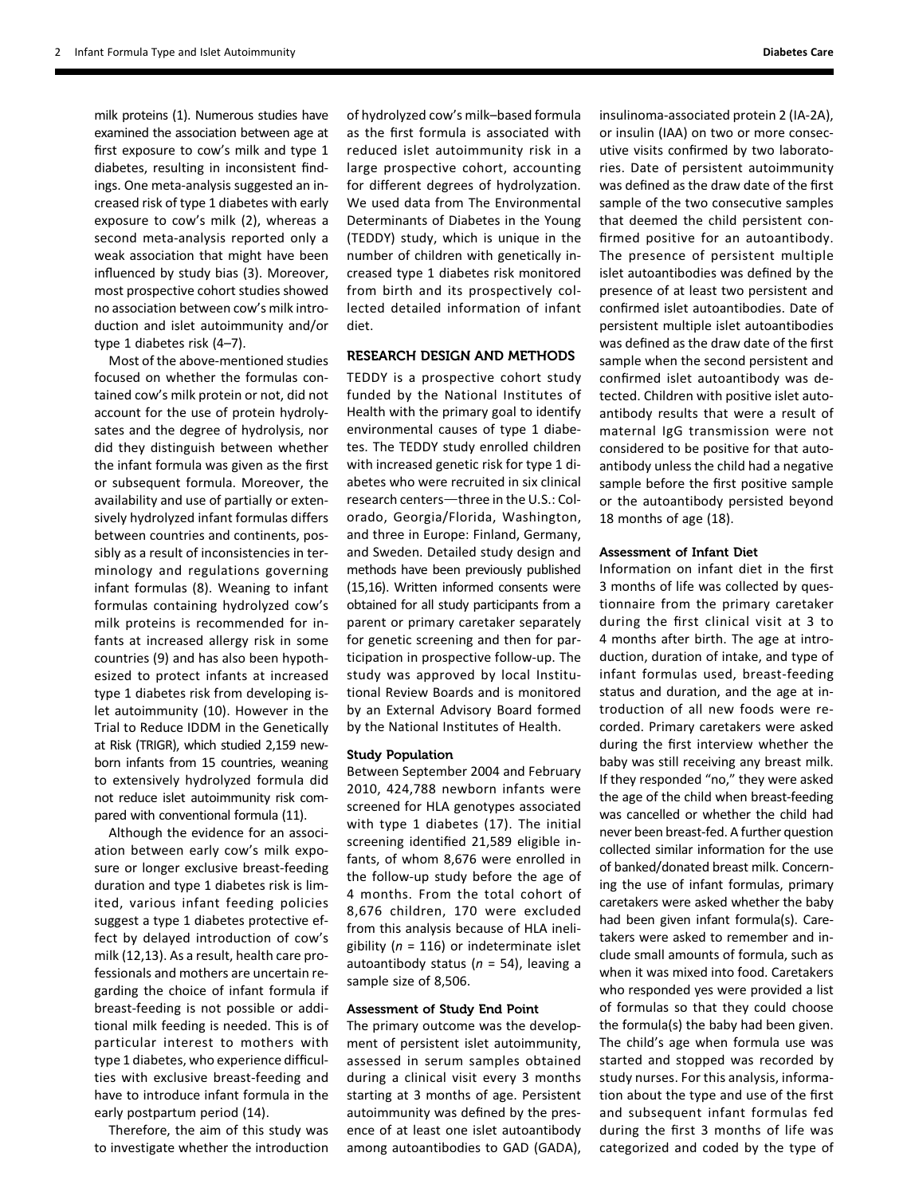milk proteins (1). Numerous studies have examined the association between age at first exposure to cow's milk and type 1 diabetes, resulting in inconsistent findings. One meta-analysis suggested an increased risk of type 1 diabetes with early exposure to cow's milk (2), whereas a second meta-analysis reported only a weak association that might have been influenced by study bias (3). Moreover, most prospective cohort studies showed no association between cow's milk introduction and islet autoimmunity and/or type 1 diabetes risk (4–7).

Most of the above-mentioned studies focused on whether the formulas contained cow's milk protein or not, did not account for the use of protein hydrolysates and the degree of hydrolysis, nor did they distinguish between whether the infant formula was given as the first or subsequent formula. Moreover, the availability and use of partially or extensively hydrolyzed infant formulas differs between countries and continents, possibly as a result of inconsistencies in terminology and regulations governing infant formulas (8). Weaning to infant formulas containing hydrolyzed cow's milk proteins is recommended for infants at increased allergy risk in some countries (9) and has also been hypothesized to protect infants at increased type 1 diabetes risk from developing islet autoimmunity (10). However in the Trial to Reduce IDDM in the Genetically at Risk (TRIGR), which studied 2,159 newborn infants from 15 countries, weaning to extensively hydrolyzed formula did not reduce islet autoimmunity risk compared with conventional formula (11).

Although the evidence for an association between early cow's milk exposure or longer exclusive breast-feeding duration and type 1 diabetes risk is limited, various infant feeding policies suggest a type 1 diabetes protective effect by delayed introduction of cow's milk (12,13). As a result, health care professionals and mothers are uncertain regarding the choice of infant formula if breast-feeding is not possible or additional milk feeding is needed. This is of particular interest to mothers with type 1 diabetes, who experience difficulties with exclusive breast-feeding and have to introduce infant formula in the early postpartum period (14).

Therefore, the aim of this study was to investigate whether the introduction of hydrolyzed cow's milk–based formula as the first formula is associated with reduced islet autoimmunity risk in a large prospective cohort, accounting for different degrees of hydrolyzation. We used data from The Environmental Determinants of Diabetes in the Young (TEDDY) study, which is unique in the number of children with genetically increased type 1 diabetes risk monitored from birth and its prospectively collected detailed information of infant diet.

## RESEARCH DESIGN AND METHODS

TEDDY is a prospective cohort study funded by the National Institutes of Health with the primary goal to identify environmental causes of type 1 diabetes. The TEDDY study enrolled children with increased genetic risk for type 1 diabetes who were recruited in six clinical research centers—three in the U.S.: Colorado, Georgia/Florida, Washington, and three in Europe: Finland, Germany, and Sweden. Detailed study design and methods have been previously published (15,16). Written informed consents were obtained for all study participants from a parent or primary caretaker separately for genetic screening and then for participation in prospective follow-up. The study was approved by local Institutional Review Boards and is monitored by an External Advisory Board formed by the National Institutes of Health.

### Study Population

Between September 2004 and February 2010, 424,788 newborn infants were screened for HLA genotypes associated with type 1 diabetes (17). The initial screening identified 21,589 eligible infants, of whom 8,676 were enrolled in the follow-up study before the age of 4 months. From the total cohort of 8,676 children, 170 were excluded from this analysis because of HLA ineligibility ($n$ = 116) or indeterminate islet autoantibody status ($n$ = 54), leaving a sample size of 8,506.

### Assessment of Study End Point

The primary outcome was the development of persistent islet autoimmunity, assessed in serum samples obtained during a clinical visit every 3 months starting at 3 months of age. Persistent autoimmunity was defined by the presence of at least one islet autoantibody among autoantibodies to GAD (GADA), insulinoma-associated protein 2 (IA-2A), or insulin (IAA) on two or more consecutive visits confirmed by two laboratories. Date of persistent autoimmunity was defined as the draw date of the first sample of the two consecutive samples that deemed the child persistent confirmed positive for an autoantibody. The presence of persistent multiple islet autoantibodies was defined by the presence of at least two persistent and confirmed islet autoantibodies. Date of persistent multiple islet autoantibodies was defined as the draw date of the first sample when the second persistent and confirmed islet autoantibody was detected. Children with positive islet autoantibody results that were a result of maternal IgG transmission were not considered to be positive for that autoantibody unless the child had a negative sample before the first positive sample or the autoantibody persisted beyond 18 months of age (18).

### Assessment of Infant Diet

Information on infant diet in the first 3 months of life was collected by questionnaire from the primary caretaker during the first clinical visit at 3 to 4 months after birth. The age at introduction, duration of intake, and type of infant formulas used, breast-feeding status and duration, and the age at introduction of all new foods were recorded. Primary caretakers were asked during the first interview whether the baby was still receiving any breast milk. If they responded "no," they were asked the age of the child when breast-feeding was cancelled or whether the child had never been breast-fed. A further question collected similar information for the use of banked/donated breast milk. Concerning the use of infant formulas, primary caretakers were asked whether the baby had been given infant formula(s). Caretakers were asked to remember and include small amounts of formula, such as when it was mixed into food. Caretakers who responded yes were provided a list of formulas so that they could choose the formula(s) the baby had been given. The child's age when formula use was started and stopped was recorded by study nurses. For this analysis, information about the type and use of the first and subsequent infant formulas fed during the first 3 months of life was categorized and coded by the type of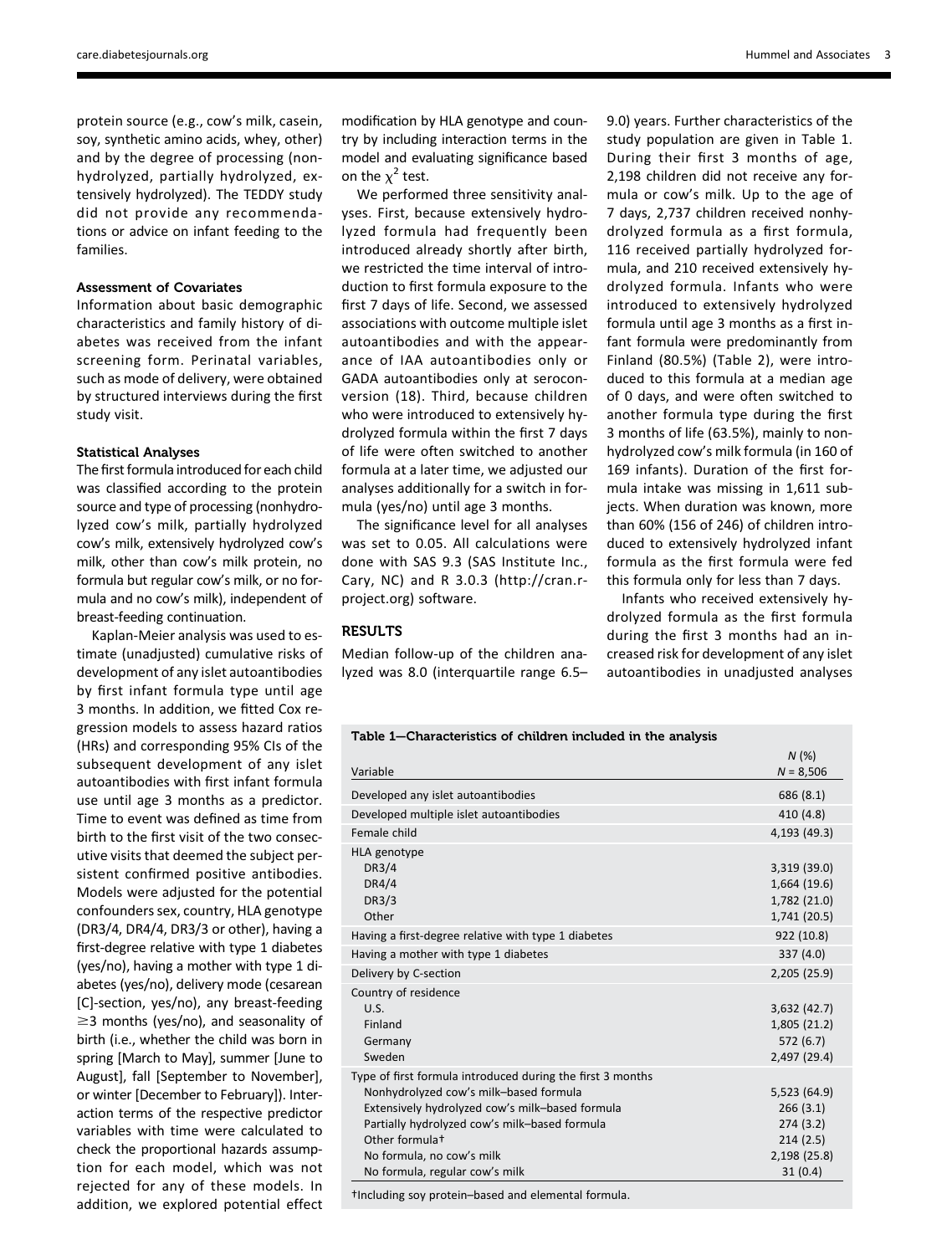protein source (e.g., cow's milk, casein, soy, synthetic amino acids, whey, other) and by the degree of processing (nonhydrolyzed, partially hydrolyzed, extensively hydrolyzed). The TEDDY study did not provide any recommendations or advice on infant feeding to the families.

### Assessment of Covariates

Information about basic demographic characteristics and family history of diabetes was received from the infant screening form. Perinatal variables, such as mode of delivery, were obtained by structured interviews during the first study visit.

### Statistical Analyses

The first formula introduced for each child was classified according to the protein source and type of processing (nonhydrolyzed cow's milk, partially hydrolyzed cow's milk, extensively hydrolyzed cow's milk, other than cow's milk protein, no formula but regular cow's milk, or no formula and no cow's milk), independent of breast-feeding continuation.

Kaplan-Meier analysis was used to estimate (unadjusted) cumulative risks of development of any islet autoantibodies by first infant formula type until age 3 months. In addition, we fitted Cox regression models to assess hazard ratios (HRs) and corresponding 95% CIs of the subsequent development of any islet autoantibodies with first infant formula use until age 3 months as a predictor. Time to event was defined as time from birth to the first visit of the two consecutive visits that deemed the subject persistent confirmed positive antibodies. Models were adjusted for the potential confounders sex, country, HLA genotype (DR3/4, DR4/4, DR3/3 or other), having a first-degree relative with type 1 diabetes (yes/no), having a mother with type 1 diabetes (yes/no), delivery mode (cesarean [C]-section, yes/no), any breast-feeding $\geq$3 months (yes/no), and seasonality of birth (i.e., whether the child was born in spring [March to May], summer [June to August], fall [September to November], or winter [December to February]). Interaction terms of the respective predictor variables with time were calculated to check the proportional hazards assumption for each model, which was not rejected for any of these models. In addition, we explored potential effect modification by HLA genotype and country by including interaction terms in the model and evaluating significance based on the $\chi^2$ test.

We performed three sensitivity analyses. First, because extensively hydrolyzed formula had frequently been introduced already shortly after birth, we restricted the time interval of introduction to first formula exposure to the first 7 days of life. Second, we assessed associations with outcome multiple islet autoantibodies and with the appearance of IAA autoantibodies only or GADA autoantibodies only at seroconversion (18). Third, because children who were introduced to extensively hydrolyzed formula within the first 7 days of life were often switched to another formula at a later time, we adjusted our analyses additionally for a switch in formula (yes/no) until age 3 months.

The significance level for all analyses was set to 0.05. All calculations were done with SAS 9.3 (SAS Institute Inc., Cary, NC) and R 3.0.3 (http://cran.r-project.org) software.

## RESULTS

Median follow-up of the children analyzed was 8.0 (interquartile range 6.5–9.0) years. Further characteristics of the study population are given in Table 1. During their first 3 months of age, 2,198 children did not receive any formula or cow's milk. Up to the age of 7 days, 2,737 children received nonhydrolyzed formula as a first formula, 116 received partially hydrolyzed formula, and 210 received extensively hydrolyzed formula. Infants who were introduced to extensively hydrolyzed formula until age 3 months as a first infant formula were predominantly from Finland (80.5%) (Table 2), were introduced to this formula at a median age of 0 days, and were often switched to another formula type during the first 3 months of life (63.5%), mainly to nonhydrolyzed cow's milk formula (in 160 of 169 infants). Duration of the first formula intake was missing in 1,611 subjects. When duration was known, more than 60% (156 of 246) of children introduced to extensively hydrolyzed infant formula as the first formula were fed this formula only for less than 7 days.

Infants who received extensively hydrolyzed formula as the first formula during the first 3 months had an increased risk for development of any islet autoantibodies in unadjusted analyses

**Table 1—Characteristics of children included in the analysis**

| Variable | N (%) N = 8,506 |
|---|---|
| Developed any islet autoantibodies | 686 (8.1) |
| Developed multiple islet autoantibodies | 410 (4.8) |
| Female child | 4,193 (49.3) |
| HLA genotype | |
| DR3/4 | 3,319 (39.0) |
| DR4/4 | 1,664 (19.6) |
| DR3/3 | 1,782 (21.0) |
| Other | 1,741 (20.5) |
| Having a first-degree relative with type 1 diabetes | 922 (10.8) |
| Having a mother with type 1 diabetes | 337 (4.0) |
| Delivery by C-section | 2,205 (25.9) |
| Country of residence | |
| U.S. | 3,632 (42.7) |
| Finland | 1,805 (21.2) |
| Germany | 572 (6.7) |
| Sweden | 2,497 (29.4) |
| Type of first formula introduced during the first 3 months | |
| Nonhydrolyzed cow's milk–based formula | 5,523 (64.9) |
| Extensively hydrolyzed cow's milk–based formula | 266 (3.1) |
| Partially hydrolyzed cow's milk–based formula | 274 (3.2) |
| Other formula† | 214 (2.5) |
| No formula, no cow's milk | 2,198 (25.8) |
| No formula, regular cow's milk | 31 (0.4) |

†Including soy protein–based and elemental formula.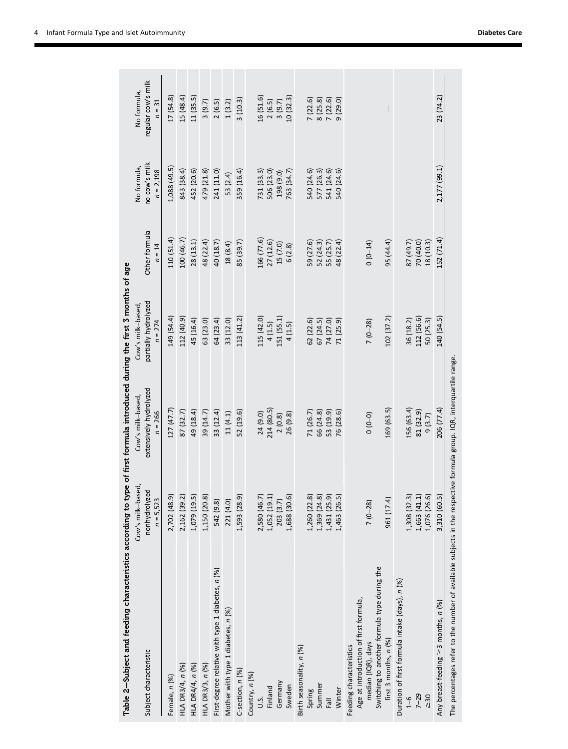**Table 2—Subject and feeding characteristics according to type of first formula introduced during the first 3 months of age**

| Subject characteristic | Cow's milk–based, nonhydrolyzed $n$ = 5,523 | Cow's milk–based, extensively hydrolyzed $n$ = 266 | Cow's milk–based, partially hydrolyzed $n$ = 274 | Other formula $n$ = 14 | No formula, no cow's milk $n$ = 2,198 | No formula, regular cow's milk $n$ = 31 |
|---|---|---|---|---|---|---|
| Female, $n$ (%) | 2,702 (48.9) | 127 (47.7) | 149 (54.4) | 110 (51.4) | 1,088 (49.5) | 17 (54.8) |
| HLA DR3/4, $n$ (%) | 2,162 (39.2) | 87 (32.7) | 112 (40.9) | 100 (46.7) | 843 (38.4) | 15 (48.4) |
| HLA DR4/4, $n$ (%) | 1,079 (19.5) | 49 (18.4) | 45 (16.4) | 28 (13.1) | 452 (20.6) | 11 (35.5) |
| HLA DR3/3, $n$ (%) | 1,150 (20.8) | 39 (14.7) | 63 (23.0) | 48 (22.4) | 479 (21.8) | 3 (9.7) |
| First-degree relative with type 1 diabetes, $n$ (%) | 542 (9.8) | 33 (12.4) | 64 (23.4) | 40 (18.7) | 241 (11.0) | 2 (6.5) |
| Mother with type 1 diabetes, $n$ (%) | 221 (4.0) | 11 (4.1) | 33 (12.0) | 18 (8.4) | 53 (2.4) | 1 (3.2) |
| C-section, $n$ (%) | 1,593 (28.9) | 52 (19.6) | 113 (41.2) | 85 (39.7) | 359 (16.4) | 3 (10.3) |
| Country, $n$ (%) | | | | | | |
| U.S. | 2,580 (46.7) | 24 (9.0) | 115 (42.0) | 166 (77.6) | 731 (33.3) | 16 (51.6) |
| Finland | 1,052 (19.1) | 214 (80.5) | 4 (1.5) | 27 (12.6) | 506 (23.0) | 2 (6.5) |
| Germany | 203 (3.7) | 2 (0.8) | 151 (55.1) | 15 (7.0) | 198 (9.0) | 3 (9.7) |
| Sweden | 1,688 (30.6) | 26 (9.8) | 4 (1.5) | 6 (2.8) | 763 (34.7) | 10 (32.3) |
| Birth seasonality, $n$ (%) | | | | | | |
| Spring | 1,260 (22.8) | 71 (26.7) | 62 (22.6) | 59 (27.6) | 540 (24.6) | 7 (22.6) |
| Summer | 1,369 (24.8) | 66 (24.8) | 67 (24.5) | 52 (24.3) | 577 (26.3) | 8 (25.8) |
| Fall | 1,431 (25.9) | 53 (19.9) | 74 (27.0) | 55 (25.7) | 541 (24.6) | 7 (22.6) |
| Winter | 1,463 (26.5) | 76 (28.6) | 71 (25.9) | 48 (22.4) | 540 (24.6) | 9 (29.0) |
| Feeding characteristics | | | | | | |
| Age at introduction of first formula, median (IQR), days | 7 (0–28) | 0 (0–0) | 7 (0–28) | 0 (0–14) | | |
| Switching to another formula type during the first 3 months, $n$ (%) | 961 (17.4) | 169 (63.5) | 102 (37.2) | 95 (44.4) | | — |
| Duration of first formula intake (days), $n$ (%) | | | | | | |
| 1–6 | 1,308 (32.3) | 156 (63.4) | 36 (18.2) | 87 (49.7) | | |
| 7–29 | 1,663 (41.1) | 81 (32.9) | 112 (56.6) | 70 (40.0) | | |
| ≥30 | 1,076 (26.6) | 9 (3.7) | 50 (25.3) | 18 (10.3) | | |
| Any breast-feeding ≥3 months, $n$ (%) | 3,310 (60.5) | 206 (77.4) | 140 (54.5) | 152 (71.4) | 2,177 (99.1) | 23 (74.2) |

The percentages refer to the number of available subjects in the respective formula group. IQR, interquartile range.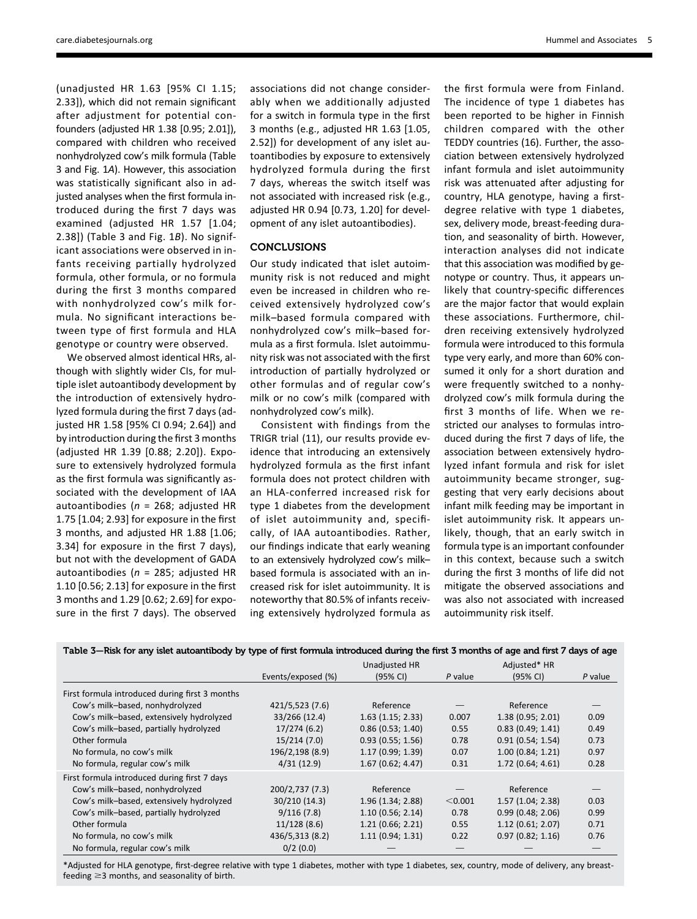(unadjusted HR 1.63 [95% CI 1.15; 2.33]), which did not remain significant after adjustment for potential confounders (adjusted HR 1.38 [0.95; 2.01]), compared with children who received nonhydrolyzed cow's milk formula (Table 3 and Fig. 1*A*). However, this association was statistically significant also in adjusted analyses when the first formula introduced during the first 7 days was examined (adjusted HR 1.57 [1.04; 2.38]) (Table 3 and Fig. 1*B*). No significant associations were observed in infants receiving partially hydrolyzed formula, other formula, or no formula during the first 3 months compared with nonhydrolyzed cow's milk formula. No significant interactions between type of first formula and HLA genotype or country were observed.

We observed almost identical HRs, although with slightly wider CIs, for multiple islet autoantibody development by the introduction of extensively hydrolyzed formula during the first 7 days (adjusted HR 1.58 [95% CI 0.94; 2.64]) and by introduction during the first 3 months (adjusted HR 1.39 [0.88; 2.20]). Exposure to extensively hydrolyzed formula as the first formula was significantly associated with the development of IAA autoantibodies ($n$ = 268; adjusted HR 1.75 [1.04; 2.93] for exposure in the first 3 months, and adjusted HR 1.88 [1.06; 3.34] for exposure in the first 7 days), but not with the development of GADA autoantibodies ($n$ = 285; adjusted HR 1.10 [0.56; 2.13] for exposure in the first 3 months and 1.29 [0.62; 2.69] for exposure in the first 7 days). The observed associations did not change considerably when we additionally adjusted for a switch in formula type in the first 3 months (e.g., adjusted HR 1.63 [1.05, 2.52]) for development of any islet autoantibodies by exposure to extensively hydrolyzed formula during the first 7 days, whereas the switch itself was not associated with increased risk (e.g., adjusted HR 0.94 [0.73, 1.20] for development of any islet autoantibodies).

## CONCLUSIONS

Our study indicated that islet autoimmunity risk is not reduced and might even be increased in children who received extensively hydrolyzed cow's milk–based formula compared with nonhydrolyzed cow's milk–based formula as a first formula. Islet autoimmunity risk was not associated with the first introduction of partially hydrolyzed or other formulas and of regular cow's milk or no cow's milk (compared with nonhydrolyzed cow's milk).

Consistent with findings from the TRIGR trial (11), our results provide evidence that introducing an extensively hydrolyzed formula as the first infant formula does not protect children with an HLA-conferred increased risk for type 1 diabetes from the development of islet autoimmunity and, specifically, of IAA autoantibodies. Rather, our findings indicate that early weaning to an extensively hydrolyzed cow's milk–based formula is associated with an increased risk for islet autoimmunity. It is noteworthy that 80.5% of infants receiving extensively hydrolyzed formula as the first formula were from Finland. The incidence of type 1 diabetes has been reported to be higher in Finnish children compared with the other TEDDY countries (16). Further, the association between extensively hydrolyzed infant formula and islet autoimmunity risk was attenuated after adjusting for country, HLA genotype, having a first-degree relative with type 1 diabetes, sex, delivery mode, breast-feeding duration, and seasonality of birth. However, interaction analyses did not indicate that this association was modified by genotype or country. Thus, it appears unlikely that country-specific differences are the major factor that would explain these associations. Furthermore, children receiving extensively hydrolyzed formula were introduced to this formula type very early, and more than 60% consumed it only for a short duration and were frequently switched to a nonhydrolyzed cow's milk formula during the first 3 months of life. When we restricted our analyses to formulas introduced during the first 7 days of life, the association between extensively hydrolyzed infant formula and risk for islet autoimmunity became stronger, suggesting that very early decisions about infant milk feeding may be important in islet autoimmunity risk. It appears unlikely, though, that an early switch in formula type is an important confounder in this context, because such a switch during the first 3 months of life did not mitigate the observed associations and was also not associated with increased autoimmunity risk itself.

**Table 3—Risk for any islet autoantibody by type of first formula introduced during the first 3 months of age and first 7 days of age**

| | Events/exposed (%) | Unadjusted HR (95% CI) | *P* value | Adjusted* HR (95% CI) | *P* value |
|---|---|---|---|---|---|
| First formula introduced during first 3 months | | | | | |
| Cow's milk–based, nonhydrolyzed | 421/5,523 (7.6) | Reference | — | Reference | — |
| Cow's milk–based, extensively hydrolyzed | 33/266 (12.4) | 1.63 (1.15; 2.33) | 0.007 | 1.38 (0.95; 2.01) | 0.09 |
| Cow's milk–based, partially hydrolyzed | 17/274 (6.2) | 0.86 (0.53; 1.40) | 0.55 | 0.83 (0.49; 1.41) | 0.49 |
| Other formula | 15/214 (7.0) | 0.93 (0.55; 1.56) | 0.78 | 0.91 (0.54; 1.54) | 0.73 |
| No formula, no cow's milk | 196/2,198 (8.9) | 1.17 (0.99; 1.39) | 0.07 | 1.00 (0.84; 1.21) | 0.97 |
| No formula, regular cow's milk | 4/31 (12.9) | 1.67 (0.62; 4.47) | 0.31 | 1.72 (0.64; 4.61) | 0.28 |
| First formula introduced during first 7 days | | | | | |
| Cow's milk–based, nonhydrolyzed | 200/2,737 (7.3) | Reference | — | Reference | — |
| Cow's milk–based, extensively hydrolyzed | 30/210 (14.3) | 1.96 (1.34; 2.88) | <0.001 | 1.57 (1.04; 2.38) | 0.03 |
| Cow's milk–based, partially hydrolyzed | 9/116 (7.8) | 1.10 (0.56; 2.14) | 0.78 | 0.99 (0.48; 2.06) | 0.99 |
| Other formula | 11/128 (8.6) | 1.21 (0.66; 2.21) | 0.55 | 1.12 (0.61; 2.07) | 0.71 |
| No formula, no cow's milk | 436/5,313 (8.2) | 1.11 (0.94; 1.31) | 0.22 | 0.97 (0.82; 1.16) | 0.76 |
| No formula, regular cow's milk | 0/2 (0.0) | — | — | — | — |

*Adjusted for HLA genotype, first-degree relative with type 1 diabetes, mother with type 1 diabetes, sex, country, mode of delivery, any breast-feeding ≥3 months, and seasonality of birth.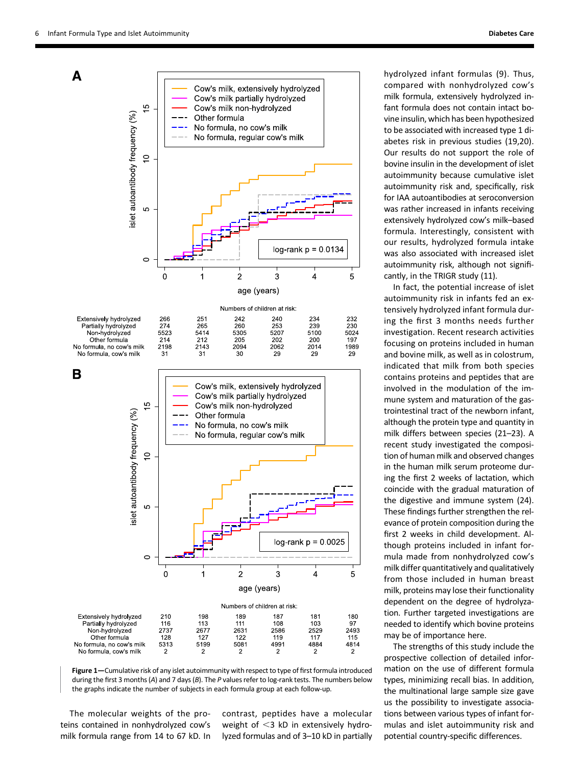Numbers of children at risk (A):

| | 0 | 1 | 2 | 3 | 4 | 5 |
|---|---|---|---|---|---|---|
| Extensively hydrolyzed | 266 | 251 | 242 | 240 | 234 | 232 |
| Partially hydrolyzed | 274 | 265 | 260 | 253 | 239 | 230 |
| Non-hydrolyzed | 5523 | 5414 | 5305 | 5207 | 5100 | 5024 |
| Other formula | 214 | 212 | 205 | 202 | 200 | 197 |
| No formula, no cow's milk | 2198 | 2143 | 2094 | 2062 | 2014 | 1989 |
| No formula, cow's milk | 31 | 31 | 30 | 29 | 29 | 29 |

Numbers of children at risk (B):

| | 0 | 1 | 2 | 3 | 4 | 5 |
|---|---|---|---|---|---|---|
| Extensively hydrolyzed | 210 | 198 | 189 | 187 | 181 | 180 |
| Partially hydrolyzed | 116 | 113 | 111 | 108 | 103 | 97 |
| Non-hydrolyzed | 2737 | 2677 | 2631 | 2586 | 2529 | 2493 |
| Other formula | 128 | 127 | 122 | 119 | 117 | 115 |
| No formula, no cow's milk | 5313 | 5199 | 5081 | 4991 | 4884 | 4814 |
| No formula, cow's milk | 2 | 2 | 2 | 2 | 2 | 2 |

**Figure 1**—Cumulative risk of any islet autoimmunity with respect to type of first formula introduced during the first 3 months (*A*) and 7 days (*B*). The *P* values refer to log-rank tests. The numbers below the graphs indicate the number of subjects in each formula group at each follow-up.

The molecular weights of the proteins contained in nonhydrolyzed cow's milk formula range from 14 to 67 kD. In contrast, peptides have a molecular weight of <3 kD in extensively hydrolyzed formulas and of 3–10 kD in partially hydrolyzed infant formulas (9). Thus, compared with nonhydrolyzed cow's milk formula, extensively hydrolyzed infant formula does not contain intact bovine insulin, which has been hypothesized to be associated with increased type 1 diabetes risk in previous studies (19,20). Our results do not support the role of bovine insulin in the development of islet autoimmunity because cumulative islet autoimmunity risk and, specifically, risk for IAA autoantibodies at seroconversion was rather increased in infants receiving extensively hydrolyzed cow's milk–based formula. Interestingly, consistent with our results, hydrolyzed formula intake was also associated with increased islet autoimmunity risk, although not significantly, in the TRIGR study (11).

In fact, the potential increase of islet autoimmunity risk in infants fed an extensively hydrolyzed infant formula during the first 3 months needs further investigation. Recent research activities focusing on proteins included in human and bovine milk, as well as in colostrum, indicated that milk from both species contains proteins and peptides that are involved in the modulation of the immune system and maturation of the gastrointestinal tract of the newborn infant, although the protein type and quantity in milk differs between species (21–23). A recent study investigated the composition of human milk and observed changes in the human milk serum proteome during the first 2 weeks of lactation, which coincide with the gradual maturation of the digestive and immune system (24). These findings further strengthen the relevance of protein composition during the first 2 weeks in child development. Although proteins included in infant formula made from nonhydrolyzed cow's milk differ quantitatively and qualitatively from those included in human breast milk, proteins may lose their functionality dependent on the degree of hydrolyzation. Further targeted investigations are needed to identify which bovine proteins may be of importance here.

The strengths of this study include the prospective collection of detailed information on the use of different formula types, minimizing recall bias. In addition, the multinational large sample size gave us the possibility to investigate associations between various types of infant formulas and islet autoimmunity risk and potential country-specific differences.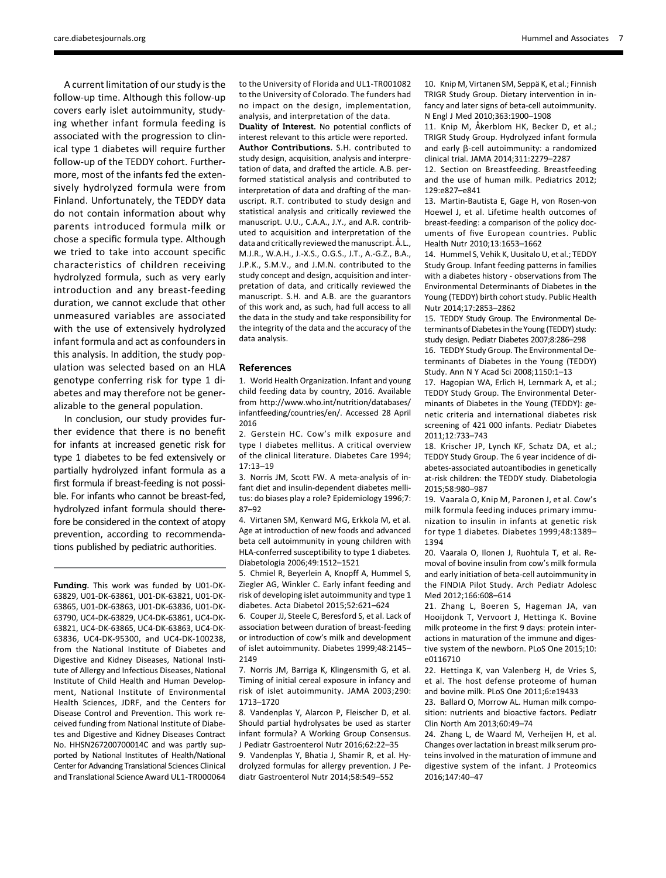A current limitation of our study is the follow-up time. Although this follow-up covers early islet autoimmunity, studying whether infant formula feeding is associated with the progression to clinical type 1 diabetes will require further follow-up of the TEDDY cohort. Furthermore, most of the infants fed the extensively hydrolyzed formula were from Finland. Unfortunately, the TEDDY data do not contain information about why parents introduced formula milk or chose a specific formula type. Although we tried to take into account specific characteristics of children receiving hydrolyzed formula, such as very early introduction and any breast-feeding duration, we cannot exclude that other unmeasured variables are associated with the use of extensively hydrolyzed infant formula and act as confounders in this analysis. In addition, the study population was selected based on an HLA genotype conferring risk for type 1 diabetes and may therefore not be generalizable to the general population.

In conclusion, our study provides further evidence that there is no benefit for infants at increased genetic risk for type 1 diabetes to be fed extensively or partially hydrolyzed infant formula as a first formula if breast-feeding is not possible. For infants who cannot be breast-fed, hydrolyzed infant formula should therefore be considered in the context of atopy prevention, according to recommendations published by pediatric authorities.

---

**Funding.** This work was funded by U01-DK-63829, U01-DK-63861, U01-DK-63821, U01-DK-63865, U01-DK-63863, U01-DK-63836, U01-DK-63790, UC4-DK-63829, UC4-DK-63861, UC4-DK-63821, UC4-DK-63865, UC4-DK-63863, UC4-DK-63836, UC4-DK-95300, and UC4-DK-100238, from the National Institute of Diabetes and Digestive and Kidney Diseases, National Institute of Allergy and Infectious Diseases, National Institute of Child Health and Human Development, National Institute of Environmental Health Sciences, JDRF, and the Centers for Disease Control and Prevention. This work received funding from National Institute of Diabetes and Digestive and Kidney Diseases Contract No. HHSN267200700014C and was partly supported by National Institutes of Health/National Center for Advancing Translational Sciences Clinical and Translational Science Award UL1-TR000064 to the University of Florida and UL1-TR001082 to the University of Colorado. The funders had no impact on the design, implementation, analysis, and interpretation of the data.

**Duality of Interest.** No potential conflicts of interest relevant to this article were reported.

**Author Contributions.** S.H. contributed to study design, acquisition, analysis and interpretation of data, and drafted the article. A.B. performed statistical analysis and contributed to interpretation of data and drafting of the manuscript. R.T. contributed to study design and statistical analysis and critically reviewed the manuscript. U.U., C.A.A., J.Y., and A.R. contributed to acquisition and interpretation of the data and critically reviewed the manuscript. Å.L., M.J.R., W.A.H., J.-X.S., O.G.S., J.T., A.-G.Z., B.A., J.P.K., S.M.V., and J.M.N. contributed to the study concept and design, acquisition and interpretation of data, and critically reviewed the manuscript. S.H. and A.B. are the guarantors of this work and, as such, had full access to all the data in the study and take responsibility for the integrity of the data and the accuracy of the data analysis.

## References

1. World Health Organization. Infant and young child feeding data by country, 2016. Available from http://www.who.int/nutrition/databases/infantfeeding/countries/en/. Accessed 28 April 2016
2. Gerstein HC. Cow's milk exposure and type I diabetes mellitus. A critical overview of the clinical literature. Diabetes Care 1994;17:13–19
3. Norris JM, Scott FW. A meta-analysis of infant diet and insulin-dependent diabetes mellitus: do biases play a role? Epidemiology 1996;7:87–92
4. Virtanen SM, Kenward MG, Erkkola M, et al. Age at introduction of new foods and advanced beta cell autoimmunity in young children with HLA-conferred susceptibility to type 1 diabetes. Diabetologia 2006;49:1512–1521
5. Chmiel R, Beyerlein A, Knopff A, Hummel S, Ziegler AG, Winkler C. Early infant feeding and risk of developing islet autoimmunity and type 1 diabetes. Acta Diabetol 2015;52:621–624
6. Couper JJ, Steele C, Beresford S, et al. Lack of association between duration of breast-feeding or introduction of cow's milk and development of islet autoimmunity. Diabetes 1999;48:2145–2149
7. Norris JM, Barriga K, Klingensmith G, et al. Timing of initial cereal exposure in infancy and risk of islet autoimmunity. JAMA 2003;290:1713–1720
8. Vandenplas Y, Alarcon P, Fleischer D, et al. Should partial hydrolysates be used as starter infant formula? A Working Group Consensus. J Pediatr Gastroenterol Nutr 2016;62:22–35
9. Vandenplas Y, Bhatia J, Shamir R, et al. Hydrolyzed formulas for allergy prevention. J Pediatr Gastroenterol Nutr 2014;58:549–552
10. Knip M, Virtanen SM, Seppä K, et al.; Finnish TRIGR Study Group. Dietary intervention in infancy and later signs of beta-cell autoimmunity. N Engl J Med 2010;363:1900–1908
11. Knip M, Åkerblom HK, Becker D, et al.; TRIGR Study Group. Hydrolyzed infant formula and early β-cell autoimmunity: a randomized clinical trial. JAMA 2014;311:2279–2287
12. Section on Breastfeeding. Breastfeeding and the use of human milk. Pediatrics 2012;129:e827–e841
13. Martin-Bautista E, Gage H, von Rosen-von Hoewel J, et al. Lifetime health outcomes of breast-feeding: a comparison of the policy documents of five European countries. Public Health Nutr 2010;13:1653–1662
14. Hummel S, Vehik K, Uusitalo U, et al.; TEDDY Study Group. Infant feeding patterns in families with a diabetes history - observations from The Environmental Determinants of Diabetes in the Young (TEDDY) birth cohort study. Public Health Nutr 2014;17:2853–2862
15. TEDDY Study Group. The Environmental Determinants of Diabetes in the Young (TEDDY) study: study design. Pediatr Diabetes 2007;8:286–298
16. TEDDY Study Group. The Environmental Determinants of Diabetes in the Young (TEDDY) Study. Ann N Y Acad Sci 2008;1150:1–13
17. Hagopian WA, Erlich H, Lernmark A, et al.; TEDDY Study Group. The Environmental Determinants of Diabetes in the Young (TEDDY): genetic criteria and international diabetes risk screening of 421 000 infants. Pediatr Diabetes 2011;12:733–743
18. Krischer JP, Lynch KF, Schatz DA, et al.; TEDDY Study Group. The 6 year incidence of diabetes-associated autoantibodies in genetically at-risk children: the TEDDY study. Diabetologia 2015;58:980–987
19. Vaarala O, Knip M, Paronen J, et al. Cow's milk formula feeding induces primary immunization to insulin in infants at genetic risk for type 1 diabetes. Diabetes 1999;48:1389–1394
20. Vaarala O, Ilonen J, Ruohtula T, et al. Removal of bovine insulin from cow's milk formula and early initiation of beta-cell autoimmunity in the FINDIA Pilot Study. Arch Pediatr Adolesc Med 2012;166:608–614
21. Zhang L, Boeren S, Hageman JA, van Hooijdonk T, Vervoort J, Hettinga K. Bovine milk proteome in the first 9 days: protein interactions in maturation of the immune and digestive system of the newborn. PLoS One 2015;10:e0116710
22. Hettinga K, van Valenberg H, de Vries S, et al. The host defense proteome of human and bovine milk. PLoS One 2011;6:e19433
23. Ballard O, Morrow AL. Human milk composition: nutrients and bioactive factors. Pediatr Clin North Am 2013;60:49–74
24. Zhang L, de Waard M, Verheijen H, et al. Changes over lactation in breast milk serum proteins involved in the maturation of immune and digestive system of the infant. J Proteomics 2016;147:40–47